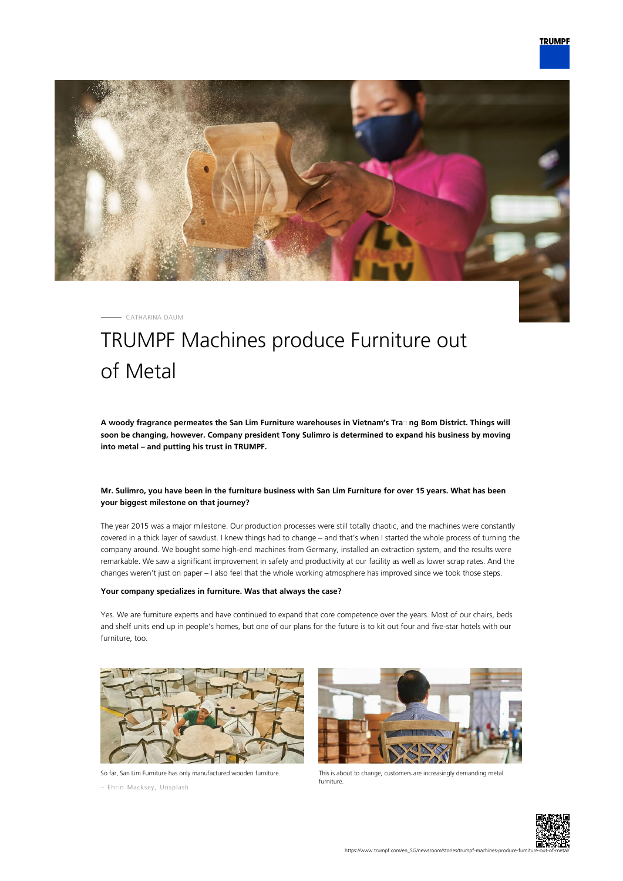CATHARINA DAUM

# TRUMPF Machines produce Furniture out of Metal

**A woody fragrance permeates the San Lim Furniture warehouses in Vietnam's Tra ng Bom District. Things will soon be changing, however. Company president Tony Sulimro is determined to expand his business by moving into metal – and putting his trust in TRUMPF.**

**Mr. Sulimro, you have been in the furniture business with San Lim Furniture for over 15 years. What has been your biggest milestone on that journey?**

The year 2015 was a major milestone. Our production processes were still totally chaotic, and the machines were constantly covered in a thick layer of sawdust. I knew things had to change – and that's when I started the whole process of turning the company around. We bought some high-end machines from Germany, installed an extraction system, and the results were remarkable. We saw a significant improvement in safety and productivity at our facility as well as lower scrap rates. And the changes weren't just on paper – I also feel that the whole working atmosphere has improved since we took those steps.

**Your company specializes in furniture. Was that always the case?**

Yes. We are furniture experts and have continued to expand that core competence over the years. Most of our chairs, beds and shelf units end up in people's homes, but one of our plans for the future is to kit out four and five-star hotels with our furniture, too.

So far, San Lim Furniture has only manufactured wooden furniture.

– Ehrin Macksey, Unsplash

This is about to change, customers are increasingly demanding metal furniture.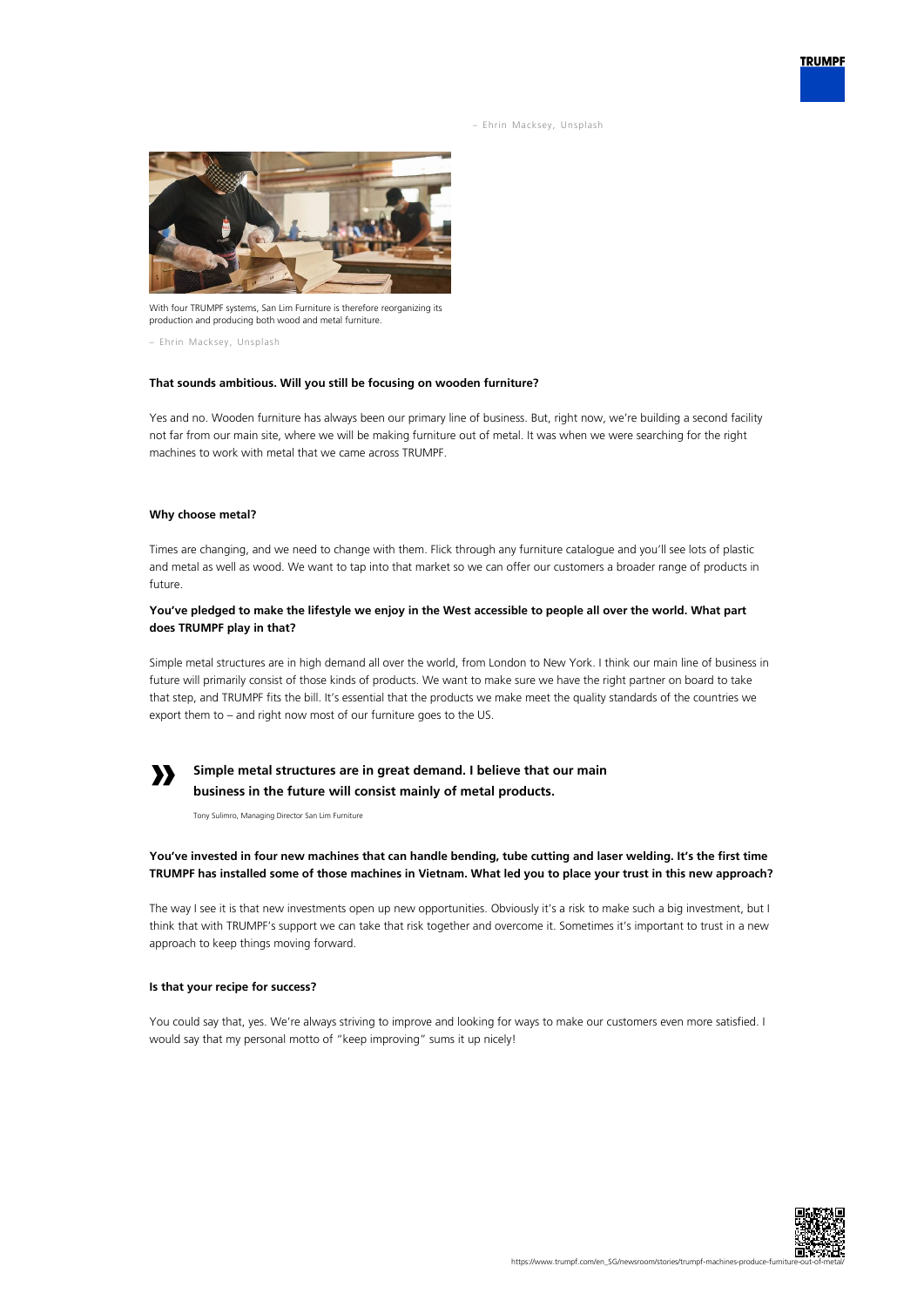– Ehrin Macksey, Unsplash

With four TRUMPF systems, San Lim Furniture is therefore reorganizing its production and producing both wood and metal furniture.

– Ehrin Macksey, Unsplash

**That sounds ambitious. Will you still be focusing on wooden furniture?**

Yes and no. Wooden furniture has always been our primary line of business. But, right now, we're building a second facility not far from our main site, where we will be making furniture out of metal. It was when we were searching for the right machines to work with metal that we came across TRUMPF.

**Why choose metal?**

Times are changing, and we need to change with them. Flick through any furniture catalogue and you'll see lots of plastic and metal as well as wood. We want to tap into that market so we can offer our customers a broader range of products in future.

**You've pledged to make the lifestyle we enjoy in the West accessible to people all over the world. What part does TRUMPF play in that?**

Simple metal structures are in high demand all over the world, from London to New York. I think our main line of business in future will primarily consist of those kinds of products. We want to make sure we have the right partner on board to take that step, and TRUMPF fits the bill. It's essential that the products we make meet the quality standards of the countries we export them to – and right now most of our furniture goes to the US.

> **Simple metal structures are in great demand. I believe that our main business in the future will consist mainly of metal products.**
>
> Tony Sulimro, Managing Director San Lim Furniture

**You've invested in four new machines that can handle bending, tube cutting and laser welding. It's the first time TRUMPF has installed some of those machines in Vietnam. What led you to place your trust in this new approach?**

The way I see it is that new investments open up new opportunities. Obviously it's a risk to make such a big investment, but I think that with TRUMPF's support we can take that risk together and overcome it. Sometimes it's important to trust in a new approach to keep things moving forward.

**Is that your recipe for success?**

You could say that, yes. We're always striving to improve and looking for ways to make our customers even more satisfied. I would say that my personal motto of "keep improving" sums it up nicely!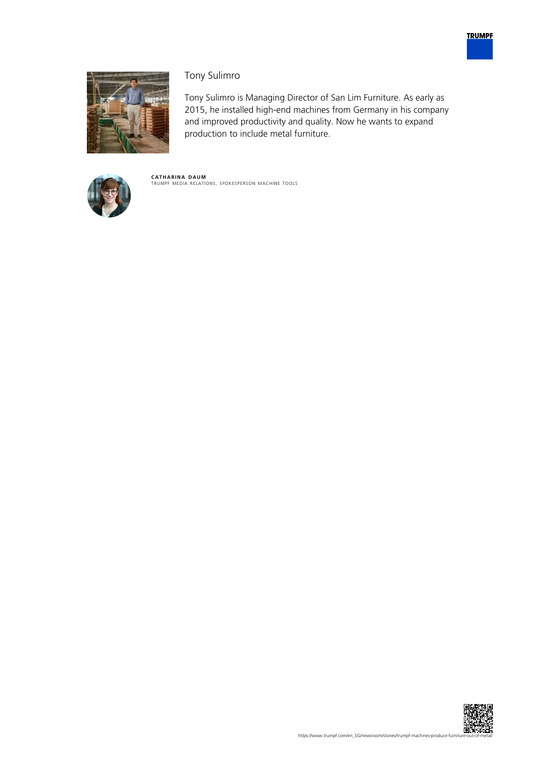Tony Sulimro

Tony Sulimro is Managing Director of San Lim Furniture. As early as 2015, he installed high-end machines from Germany in his company and improved productivity and quality. Now he wants to expand production to include metal furniture.

**CATHARINA DAUM**
TRUMPF MEDIA RELATIONS, SPOKESPERSON MACHINE TOOLS